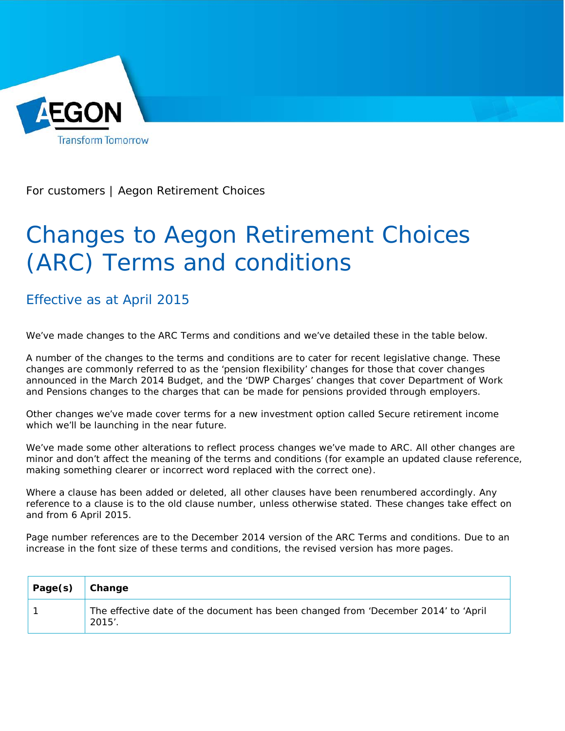AEGON

Transform Tomorrow

For customers | Aegon Retirement Choices

# Changes to Aegon Retirement Choices (ARC) Terms and conditions

## Effective as at April 2015

We've made changes to the ARC Terms and conditions and we've detailed these in the table below.

A number of the changes to the terms and conditions are to cater for recent legislative change. These changes are commonly referred to as the 'pension flexibility' changes for those that cover changes announced in the March 2014 Budget, and the 'DWP Charges' changes that cover Department of Work and Pensions changes to the charges that can be made for pensions provided through employers.

Other changes we've made cover terms for a new investment option called Secure retirement income which we'll be launching in the near future.

We've made some other alterations to reflect process changes we've made to ARC. All other changes are minor and don't affect the meaning of the terms and conditions (for example an updated clause reference, making something clearer or incorrect word replaced with the correct one).

Where a clause has been added or deleted, all other clauses have been renumbered accordingly. Any reference to a clause is to the old clause number, unless otherwise stated. These changes take effect on and from 6 April 2015.

Page number references are to the December 2014 version of the ARC Terms and conditions. Due to an increase in the font size of these terms and conditions, the revised version has more pages.

| Page(s) | Change |
|---|---|
| 1 | The effective date of the document has been changed from 'December 2014' to 'April 2015'. |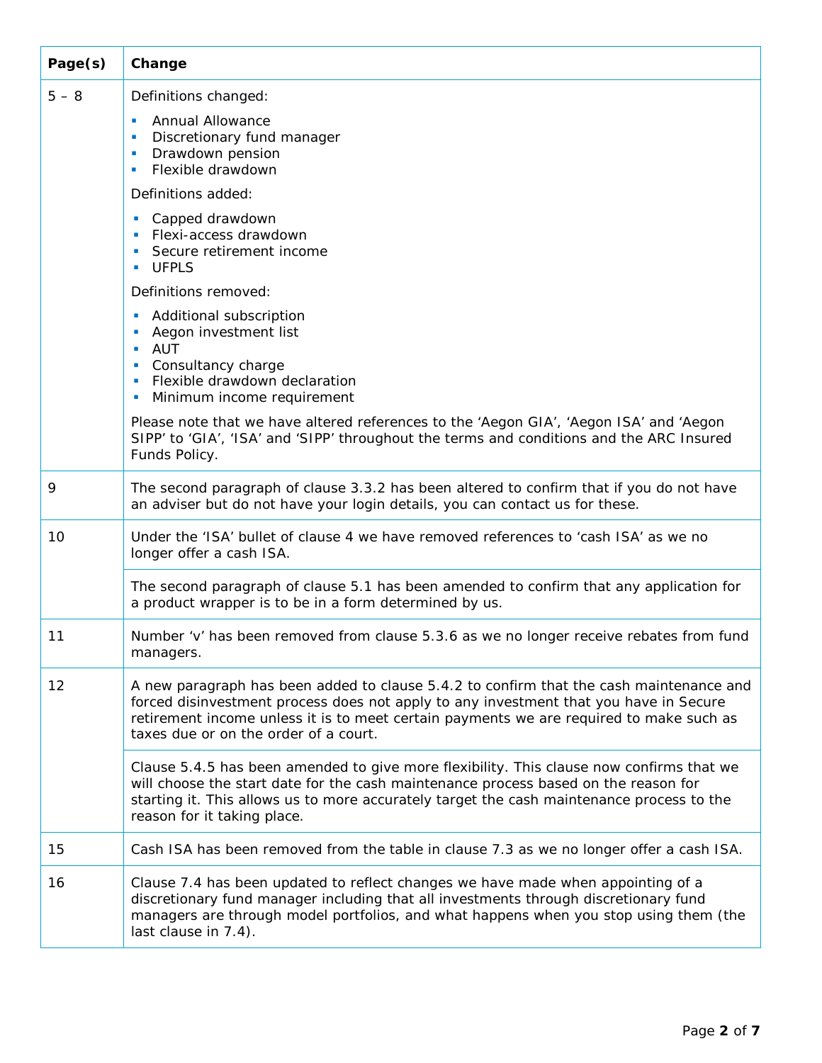| Page(s) | Change |
|---|---|
| 5 – 8 | Definitions changed:<br>- Annual Allowance<br>- Discretionary fund manager<br>- Drawdown pension<br>- Flexible drawdown<br><br>Definitions added:<br>- Capped drawdown<br>- Flexi-access drawdown<br>- Secure retirement income<br>- UFPLS<br><br>Definitions removed:<br>- Additional subscription<br>- Aegon investment list<br>- AUT<br>- Consultancy charge<br>- Flexible drawdown declaration<br>- Minimum income requirement<br><br>Please note that we have altered references to the 'Aegon GIA', 'Aegon ISA' and 'Aegon SIPP' to 'GIA', 'ISA' and 'SIPP' throughout the terms and conditions and the ARC Insured Funds Policy. |
| 9 | The second paragraph of clause 3.3.2 has been altered to confirm that if you do not have an adviser but do not have your login details, you can contact us for these. |
| 10 | Under the 'ISA' bullet of clause 4 we have removed references to 'cash ISA' as we no longer offer a cash ISA. |
| | The second paragraph of clause 5.1 has been amended to confirm that any application for a product wrapper is to be in a form determined by us. |
| 11 | Number 'v' has been removed from clause 5.3.6 as we no longer receive rebates from fund managers. |
| 12 | A new paragraph has been added to clause 5.4.2 to confirm that the cash maintenance and forced disinvestment process does not apply to any investment that you have in Secure retirement income unless it is to meet certain payments we are required to make such as taxes due or on the order of a court. |
| | Clause 5.4.5 has been amended to give more flexibility. This clause now confirms that we will choose the start date for the cash maintenance process based on the reason for starting it. This allows us to more accurately target the cash maintenance process to the reason for it taking place. |
| 15 | Cash ISA has been removed from the table in clause 7.3 as we no longer offer a cash ISA. |
| 16 | Clause 7.4 has been updated to reflect changes we have made when appointing of a discretionary fund manager including that all investments through discretionary fund managers are through model portfolios, and what happens when you stop using them (the last clause in 7.4). |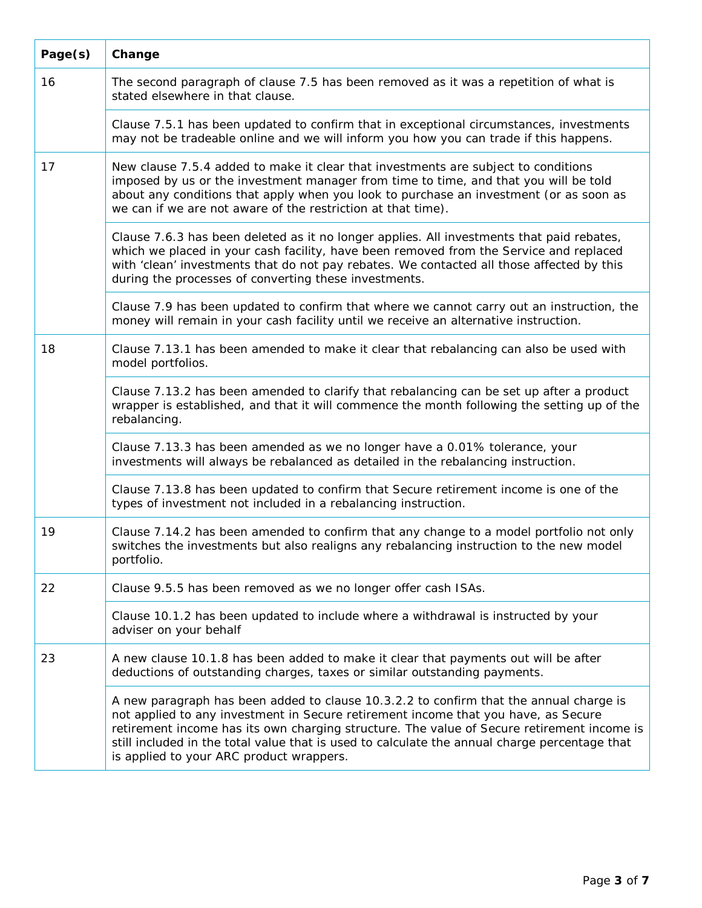| Page(s) | Change |
|---|---|
| 16 | The second paragraph of clause 7.5 has been removed as it was a repetition of what is stated elsewhere in that clause. |
| | Clause 7.5.1 has been updated to confirm that in exceptional circumstances, investments may not be tradeable online and we will inform you how you can trade if this happens. |
| 17 | New clause 7.5.4 added to make it clear that investments are subject to conditions imposed by us or the investment manager from time to time, and that you will be told about any conditions that apply when you look to purchase an investment (or as soon as we can if we are not aware of the restriction at that time). |
| | Clause 7.6.3 has been deleted as it no longer applies. All investments that paid rebates, which we placed in your cash facility, have been removed from the Service and replaced with 'clean' investments that do not pay rebates. We contacted all those affected by this during the processes of converting these investments. |
| | Clause 7.9 has been updated to confirm that where we cannot carry out an instruction, the money will remain in your cash facility until we receive an alternative instruction. |
| 18 | Clause 7.13.1 has been amended to make it clear that rebalancing can also be used with model portfolios. |
| | Clause 7.13.2 has been amended to clarify that rebalancing can be set up after a product wrapper is established, and that it will commence the month following the setting up of the rebalancing. |
| | Clause 7.13.3 has been amended as we no longer have a 0.01% tolerance, your investments will always be rebalanced as detailed in the rebalancing instruction. |
| | Clause 7.13.8 has been updated to confirm that Secure retirement income is one of the types of investment not included in a rebalancing instruction. |
| 19 | Clause 7.14.2 has been amended to confirm that any change to a model portfolio not only switches the investments but also realigns any rebalancing instruction to the new model portfolio. |
| 22 | Clause 9.5.5 has been removed as we no longer offer cash ISAs. |
| | Clause 10.1.2 has been updated to include where a withdrawal is instructed by your adviser on your behalf |
| 23 | A new clause 10.1.8 has been added to make it clear that payments out will be after deductions of outstanding charges, taxes or similar outstanding payments. |
| | A new paragraph has been added to clause 10.3.2.2 to confirm that the annual charge is not applied to any investment in Secure retirement income that you have, as Secure retirement income has its own charging structure. The value of Secure retirement income is still included in the total value that is used to calculate the annual charge percentage that is applied to your ARC product wrappers. |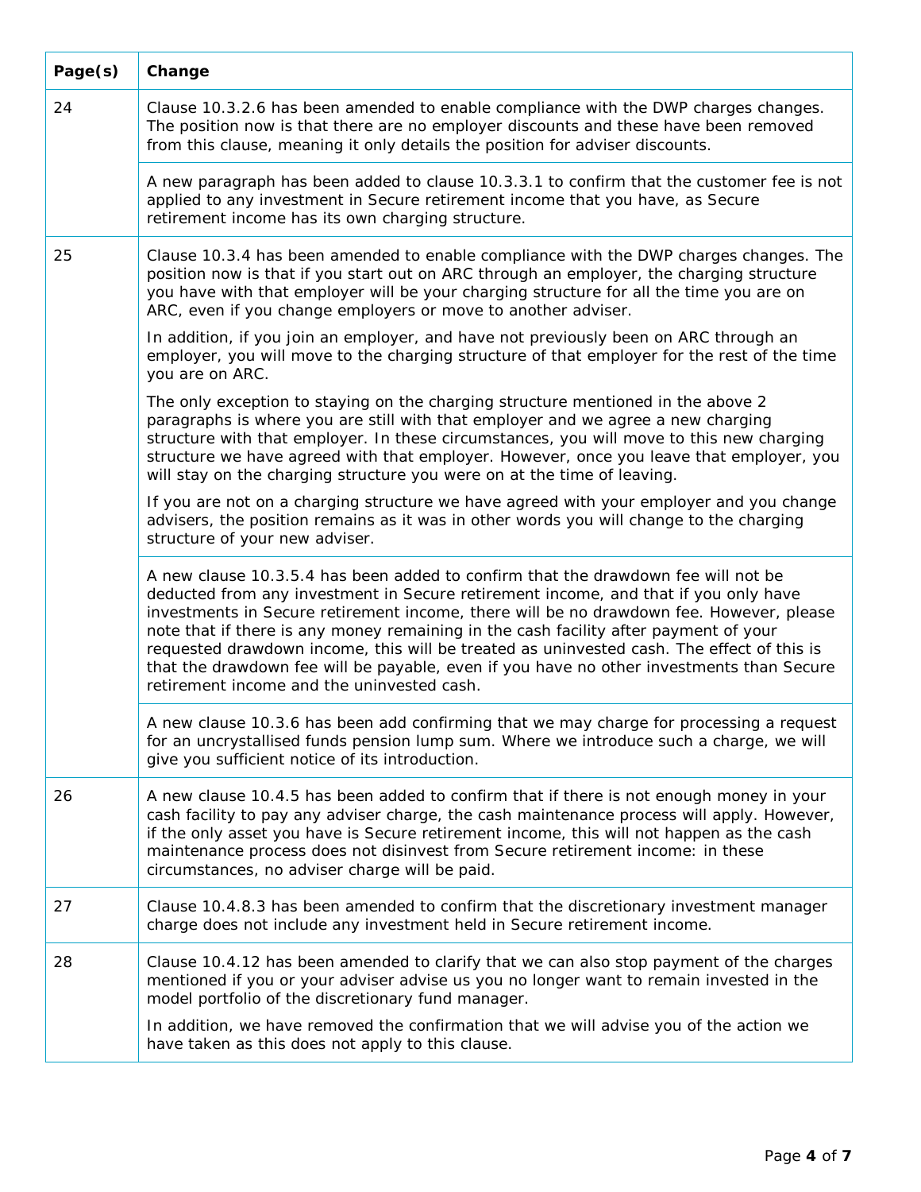| Page(s) | Change |
|---|---|
| 24 | Clause 10.3.2.6 has been amended to enable compliance with the DWP charges changes. The position now is that there are no employer discounts and these have been removed from this clause, meaning it only details the position for adviser discounts. |
| | A new paragraph has been added to clause 10.3.3.1 to confirm that the customer fee is not applied to any investment in Secure retirement income that you have, as Secure retirement income has its own charging structure. |
| 25 | Clause 10.3.4 has been amended to enable compliance with the DWP charges changes. The position now is that if you start out on ARC through an employer, the charging structure you have with that employer will be your charging structure for all the time you are on ARC, even if you change employers or move to another adviser.<br><br>In addition, if you join an employer, and have not previously been on ARC through an employer, you will move to the charging structure of that employer for the rest of the time you are on ARC.<br><br>The only exception to staying on the charging structure mentioned in the above 2 paragraphs is where you are still with that employer and we agree a new charging structure with that employer. In these circumstances, you will move to this new charging structure we have agreed with that employer. However, once you leave that employer, you will stay on the charging structure you were on at the time of leaving.<br><br>If you are not on a charging structure we have agreed with your employer and you change advisers, the position remains as it was in other words you will change to the charging structure of your new adviser. |
| | A new clause 10.3.5.4 has been added to confirm that the drawdown fee will not be deducted from any investment in Secure retirement income, and that if you only have investments in Secure retirement income, there will be no drawdown fee. However, please note that if there is any money remaining in the cash facility after payment of your requested drawdown income, this will be treated as uninvested cash. The effect of this is that the drawdown fee will be payable, even if you have no other investments than Secure retirement income and the uninvested cash. |
| | A new clause 10.3.6 has been add confirming that we may charge for processing a request for an uncrystallised funds pension lump sum. Where we introduce such a charge, we will give you sufficient notice of its introduction. |
| 26 | A new clause 10.4.5 has been added to confirm that if there is not enough money in your cash facility to pay any adviser charge, the cash maintenance process will apply. However, if the only asset you have is Secure retirement income, this will not happen as the cash maintenance process does not disinvest from Secure retirement income: in these circumstances, no adviser charge will be paid. |
| 27 | Clause 10.4.8.3 has been amended to confirm that the discretionary investment manager charge does not include any investment held in Secure retirement income. |
| 28 | Clause 10.4.12 has been amended to clarify that we can also stop payment of the charges mentioned if you or your adviser advise us you no longer want to remain invested in the model portfolio of the discretionary fund manager.<br><br>In addition, we have removed the confirmation that we will advise you of the action we have taken as this does not apply to this clause. |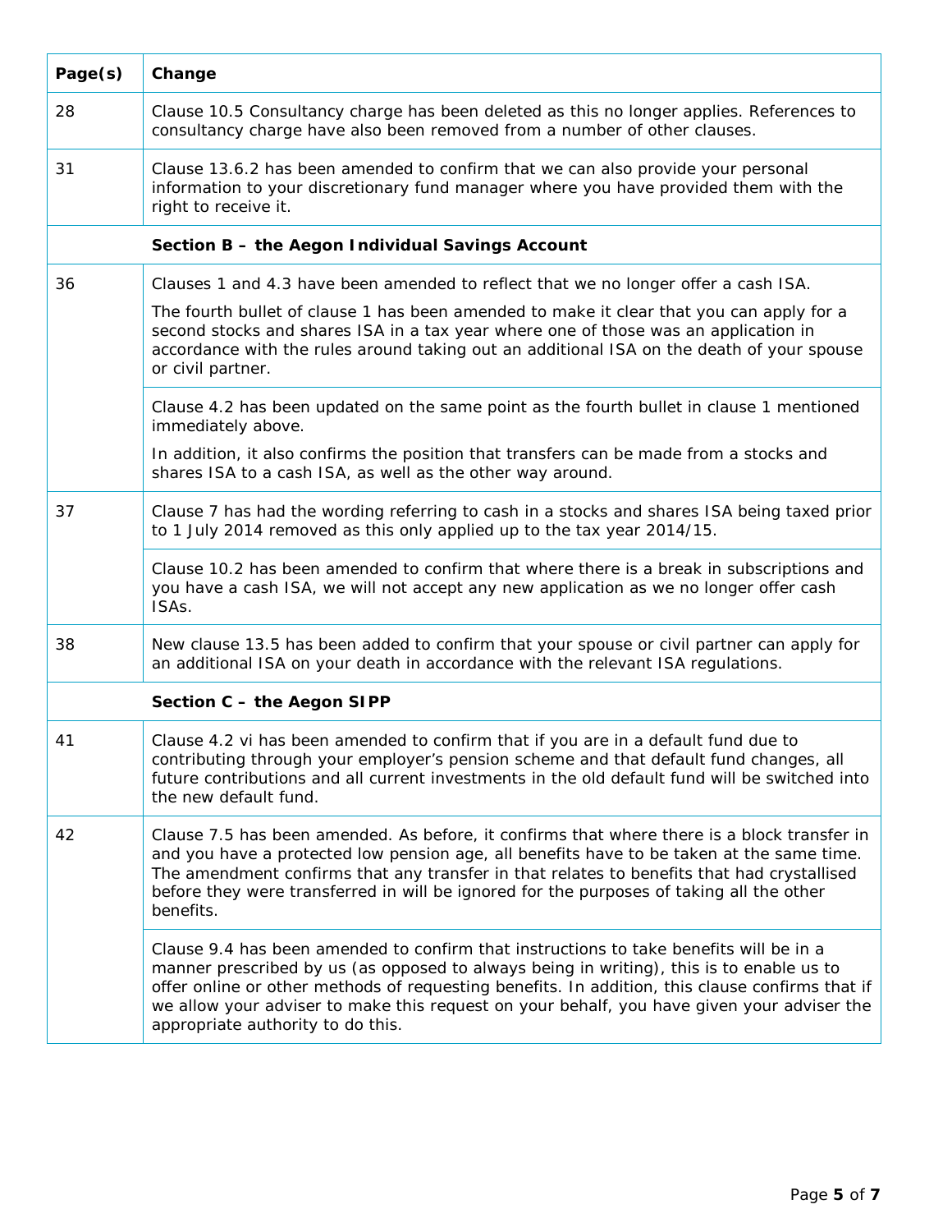| Page(s) | Change |
|---|---|
| 28 | Clause 10.5 Consultancy charge has been deleted as this no longer applies. References to consultancy charge have also been removed from a number of other clauses. |
| 31 | Clause 13.6.2 has been amended to confirm that we can also provide your personal information to your discretionary fund manager where you have provided them with the right to receive it. |
| | **Section B – the Aegon Individual Savings Account** |
| 36 | Clauses 1 and 4.3 have been amended to reflect that we no longer offer a cash ISA. The fourth bullet of clause 1 has been amended to make it clear that you can apply for a second stocks and shares ISA in a tax year where one of those was an application in accordance with the rules around taking out an additional ISA on the death of your spouse or civil partner. |
| | Clause 4.2 has been updated on the same point as the fourth bullet in clause 1 mentioned immediately above. In addition, it also confirms the position that transfers can be made from a stocks and shares ISA to a cash ISA, as well as the other way around. |
| 37 | Clause 7 has had the wording referring to cash in a stocks and shares ISA being taxed prior to 1 July 2014 removed as this only applied up to the tax year 2014/15. |
| | Clause 10.2 has been amended to confirm that where there is a break in subscriptions and you have a cash ISA, we will not accept any new application as we no longer offer cash ISAs. |
| 38 | New clause 13.5 has been added to confirm that your spouse or civil partner can apply for an additional ISA on your death in accordance with the relevant ISA regulations. |
| | **Section C – the Aegon SIPP** |
| 41 | Clause 4.2 vi has been amended to confirm that if you are in a default fund due to contributing through your employer's pension scheme and that default fund changes, all future contributions and all current investments in the old default fund will be switched into the new default fund. |
| 42 | Clause 7.5 has been amended. As before, it confirms that where there is a block transfer in and you have a protected low pension age, all benefits have to be taken at the same time. The amendment confirms that any transfer in that relates to benefits that had crystallised before they were transferred in will be ignored for the purposes of taking all the other benefits. |
| | Clause 9.4 has been amended to confirm that instructions to take benefits will be in a manner prescribed by us (as opposed to always being in writing), this is to enable us to offer online or other methods of requesting benefits. In addition, this clause confirms that if we allow your adviser to make this request on your behalf, you have given your adviser the appropriate authority to do this. |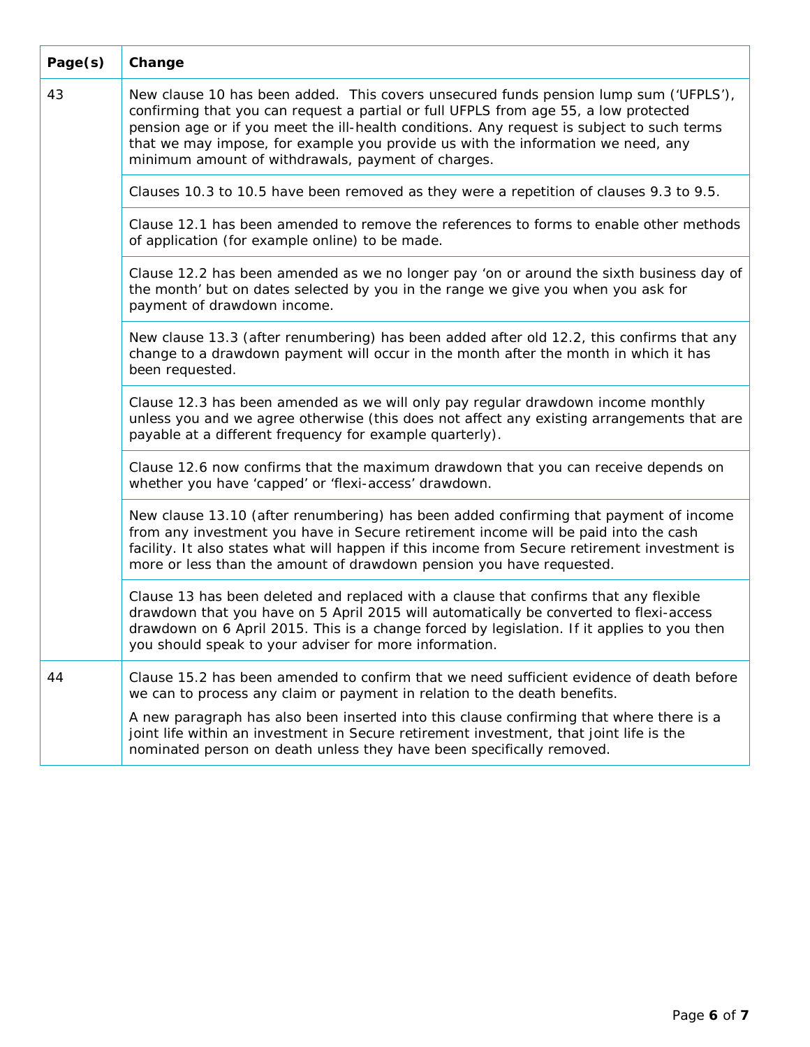| Page(s) | Change |
|---|---|
| 43 | New clause 10 has been added. This covers unsecured funds pension lump sum ('UFPLS'), confirming that you can request a partial or full UFPLS from age 55, a low protected pension age or if you meet the ill-health conditions. Any request is subject to such terms that we may impose, for example you provide us with the information we need, any minimum amount of withdrawals, payment of charges. |
| | Clauses 10.3 to 10.5 have been removed as they were a repetition of clauses 9.3 to 9.5. |
| | Clause 12.1 has been amended to remove the references to forms to enable other methods of application (for example online) to be made. |
| | Clause 12.2 has been amended as we no longer pay 'on or around the sixth business day of the month' but on dates selected by you in the range we give you when you ask for payment of drawdown income. |
| | New clause 13.3 (after renumbering) has been added after old 12.2, this confirms that any change to a drawdown payment will occur in the month after the month in which it has been requested. |
| | Clause 12.3 has been amended as we will only pay regular drawdown income monthly unless you and we agree otherwise (this does not affect any existing arrangements that are payable at a different frequency for example quarterly). |
| | Clause 12.6 now confirms that the maximum drawdown that you can receive depends on whether you have 'capped' or 'flexi-access' drawdown. |
| | New clause 13.10 (after renumbering) has been added confirming that payment of income from any investment you have in Secure retirement income will be paid into the cash facility. It also states what will happen if this income from Secure retirement investment is more or less than the amount of drawdown pension you have requested. |
| | Clause 13 has been deleted and replaced with a clause that confirms that any flexible drawdown that you have on 5 April 2015 will automatically be converted to flexi-access drawdown on 6 April 2015. This is a change forced by legislation. If it applies to you then you should speak to your adviser for more information. |
| 44 | Clause 15.2 has been amended to confirm that we need sufficient evidence of death before we can to process any claim or payment in relation to the death benefits.<br><br>A new paragraph has also been inserted into this clause confirming that where there is a joint life within an investment in Secure retirement investment, that joint life is the nominated person on death unless they have been specifically removed. |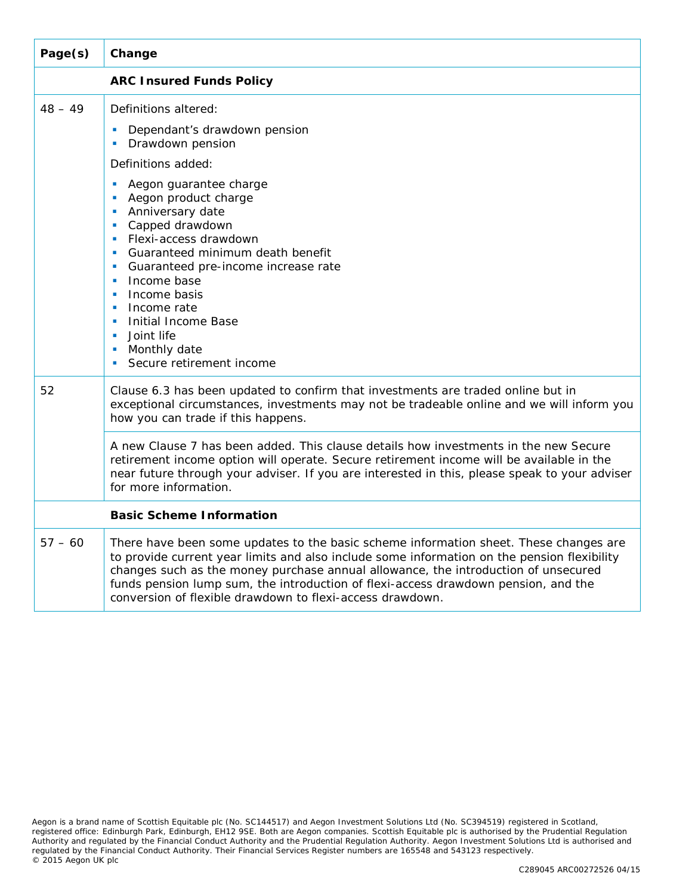| Page(s) | Change |
| --- | --- |
| | **ARC Insured Funds Policy** |
| 48 – 49 | Definitions altered:<br>- Dependant's drawdown pension<br>- Drawdown pension<br><br>Definitions added:<br>- Aegon guarantee charge<br>- Aegon product charge<br>- Anniversary date<br>- Capped drawdown<br>- Flexi-access drawdown<br>- Guaranteed minimum death benefit<br>- Guaranteed pre-income increase rate<br>- Income base<br>- Income basis<br>- Income rate<br>- Initial Income Base<br>- Joint life<br>- Monthly date<br>- Secure retirement income |
| 52 | Clause 6.3 has been updated to confirm that investments are traded online but in exceptional circumstances, investments may not be tradeable online and we will inform you how you can trade if this happens. |
| | A new Clause 7 has been added. This clause details how investments in the new Secure retirement income option will operate. Secure retirement income will be available in the near future through your adviser. If you are interested in this, please speak to your adviser for more information. |
| | **Basic Scheme Information** |
| 57 – 60 | There have been some updates to the basic scheme information sheet. These changes are to provide current year limits and also include some information on the pension flexibility changes such as the money purchase annual allowance, the introduction of unsecured funds pension lump sum, the introduction of flexi-access drawdown pension, and the conversion of flexible drawdown to flexi-access drawdown. |

Aegon is a brand name of Scottish Equitable plc (No. SC144517) and Aegon Investment Solutions Ltd (No. SC394519) registered in Scotland, registered office: Edinburgh Park, Edinburgh, EH12 9SE. Both are Aegon companies. Scottish Equitable plc is authorised by the Prudential Regulation Authority and regulated by the Financial Conduct Authority and the Prudential Regulation Authority. Aegon Investment Solutions Ltd is authorised and regulated by the Financial Conduct Authority. Their Financial Services Register numbers are 165548 and 543123 respectively.
© 2015 Aegon UK plc

C289045 ARC00272526 04/15